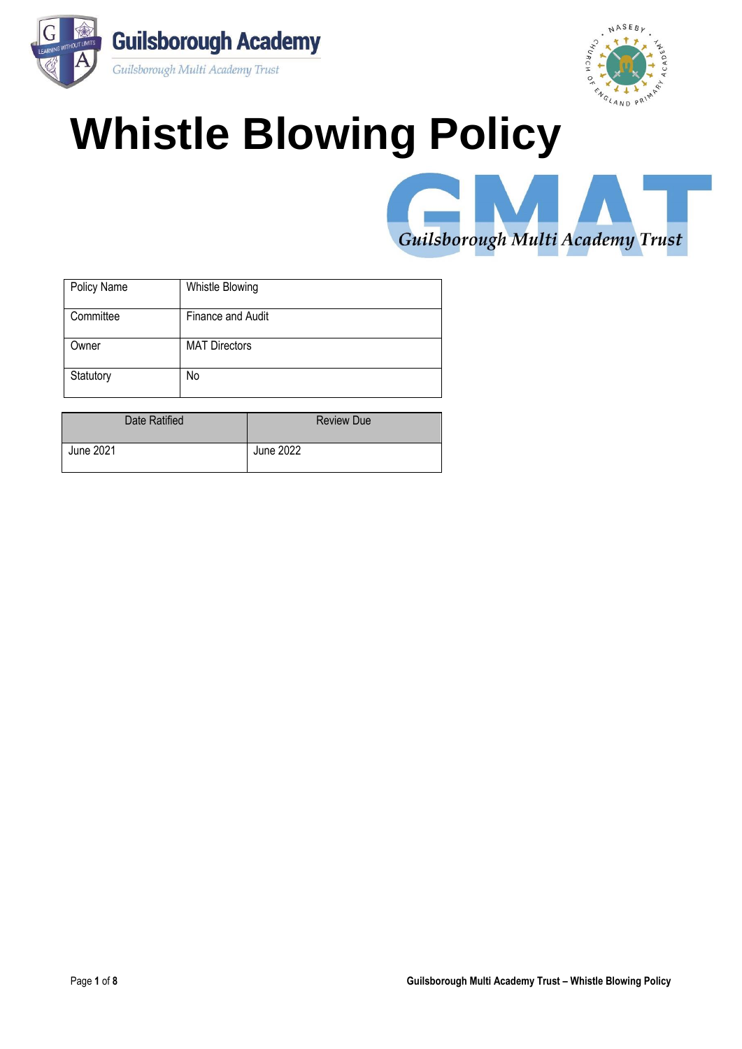Guilsborough Academy

Guilsborough Multi Academy Trust

# Whistle Blowing Policy

Guilsborough Multi Academy Trust

| Policy Name | Whistle Blowing |
|---|---|
| Committee | Finance and Audit |
| Owner | MAT Directors |
| Statutory | No |

| Date Ratified | Review Due |
|---|---|
| June 2021 | June 2022 |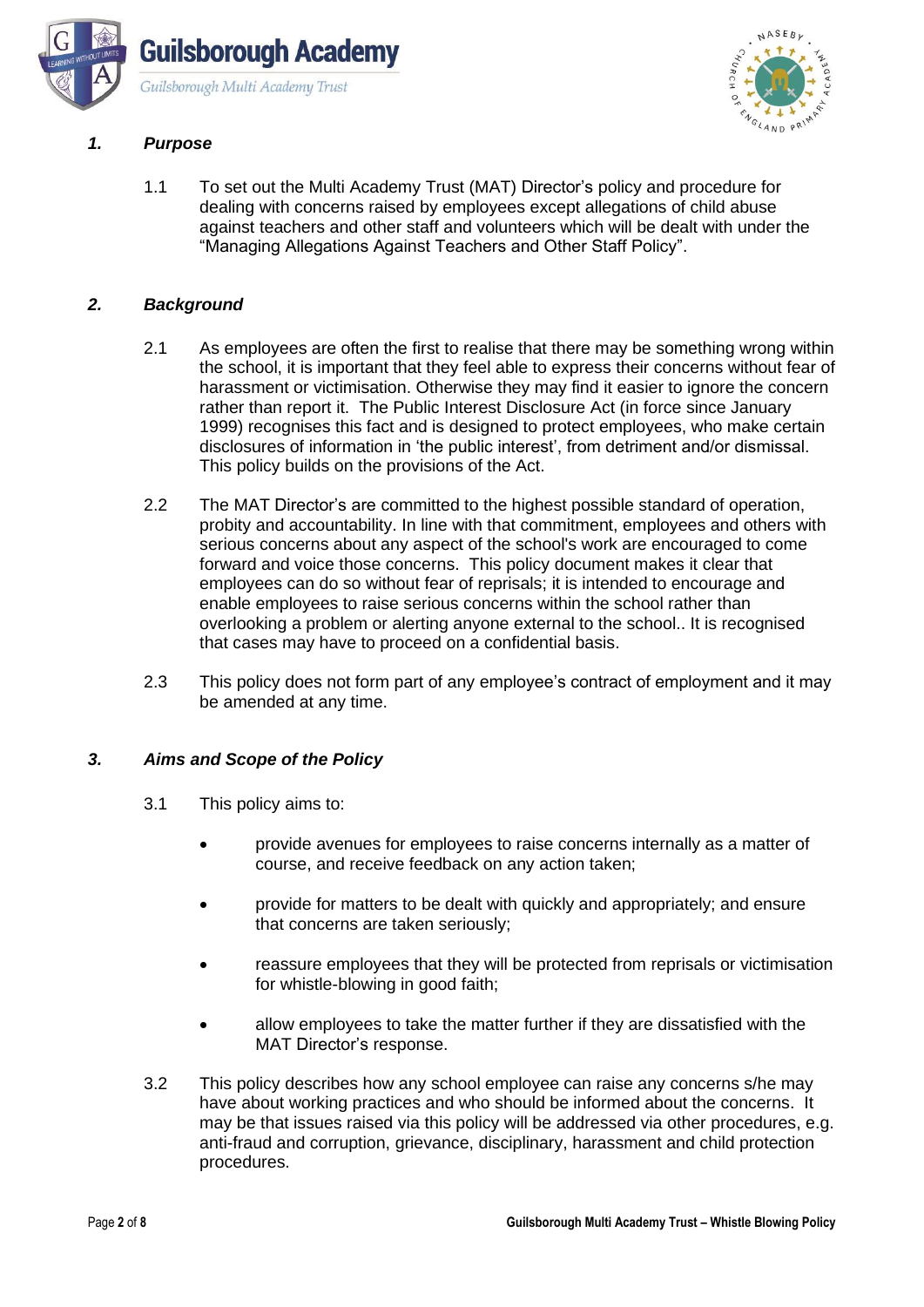## *1. Purpose*

1.1 To set out the Multi Academy Trust (MAT) Director's policy and procedure for dealing with concerns raised by employees except allegations of child abuse against teachers and other staff and volunteers which will be dealt with under the "Managing Allegations Against Teachers and Other Staff Policy".

## *2. Background*

2.1 As employees are often the first to realise that there may be something wrong within the school, it is important that they feel able to express their concerns without fear of harassment or victimisation. Otherwise they may find it easier to ignore the concern rather than report it. The Public Interest Disclosure Act (in force since January 1999) recognises this fact and is designed to protect employees, who make certain disclosures of information in 'the public interest', from detriment and/or dismissal. This policy builds on the provisions of the Act.

2.2 The MAT Director's are committed to the highest possible standard of operation, probity and accountability. In line with that commitment, employees and others with serious concerns about any aspect of the school's work are encouraged to come forward and voice those concerns. This policy document makes it clear that employees can do so without fear of reprisals; it is intended to encourage and enable employees to raise serious concerns within the school rather than overlooking a problem or alerting anyone external to the school.. It is recognised that cases may have to proceed on a confidential basis.

2.3 This policy does not form part of any employee's contract of employment and it may be amended at any time.

## *3. Aims and Scope of the Policy*

3.1 This policy aims to:

- provide avenues for employees to raise concerns internally as a matter of course, and receive feedback on any action taken;
- provide for matters to be dealt with quickly and appropriately; and ensure that concerns are taken seriously;
- reassure employees that they will be protected from reprisals or victimisation for whistle-blowing in good faith;
- allow employees to take the matter further if they are dissatisfied with the MAT Director's response.

3.2 This policy describes how any school employee can raise any concerns s/he may have about working practices and who should be informed about the concerns. It may be that issues raised via this policy will be addressed via other procedures, e.g. anti-fraud and corruption, grievance, disciplinary, harassment and child protection procedures.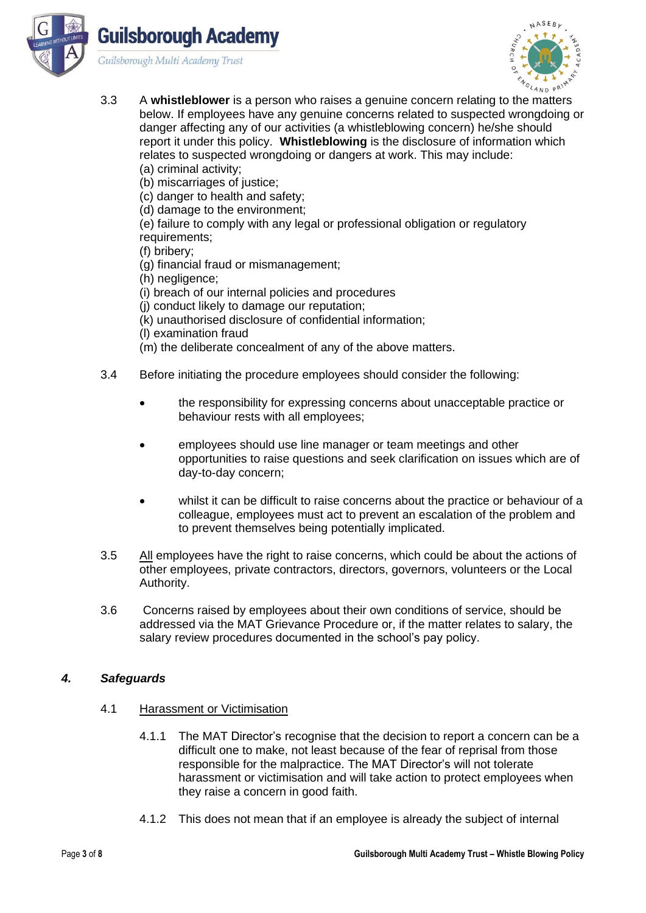3.3 A **whistleblower** is a person who raises a genuine concern relating to the matters below. If employees have any genuine concerns related to suspected wrongdoing or danger affecting any of our activities (a whistleblowing concern) he/she should report it under this policy. **Whistleblowing** is the disclosure of information which relates to suspected wrongdoing or dangers at work. This may include:

(a) criminal activity;
(b) miscarriages of justice;
(c) danger to health and safety;
(d) damage to the environment;
(e) failure to comply with any legal or professional obligation or regulatory requirements;
(f) bribery;
(g) financial fraud or mismanagement;
(h) negligence;
(i) breach of our internal policies and procedures
(j) conduct likely to damage our reputation;
(k) unauthorised disclosure of confidential information;
(l) examination fraud
(m) the deliberate concealment of any of the above matters.

3.4 Before initiating the procedure employees should consider the following:

- the responsibility for expressing concerns about unacceptable practice or behaviour rests with all employees;
- employees should use line manager or team meetings and other opportunities to raise questions and seek clarification on issues which are of day-to-day concern;
- whilst it can be difficult to raise concerns about the practice or behaviour of a colleague, employees must act to prevent an escalation of the problem and to prevent themselves being potentially implicated.

3.5 <u>All</u> employees have the right to raise concerns, which could be about the actions of other employees, private contractors, directors, governors, volunteers or the Local Authority.

3.6 Concerns raised by employees about their own conditions of service, should be addressed via the MAT Grievance Procedure or, if the matter relates to salary, the salary review procedures documented in the school's pay policy.

### *4. Safeguards*

4.1 <u>Harassment or Victimisation</u>

4.1.1 The MAT Director's recognise that the decision to report a concern can be a difficult one to make, not least because of the fear of reprisal from those responsible for the malpractice. The MAT Director's will not tolerate harassment or victimisation and will take action to protect employees when they raise a concern in good faith.

4.1.2 This does not mean that if an employee is already the subject of internal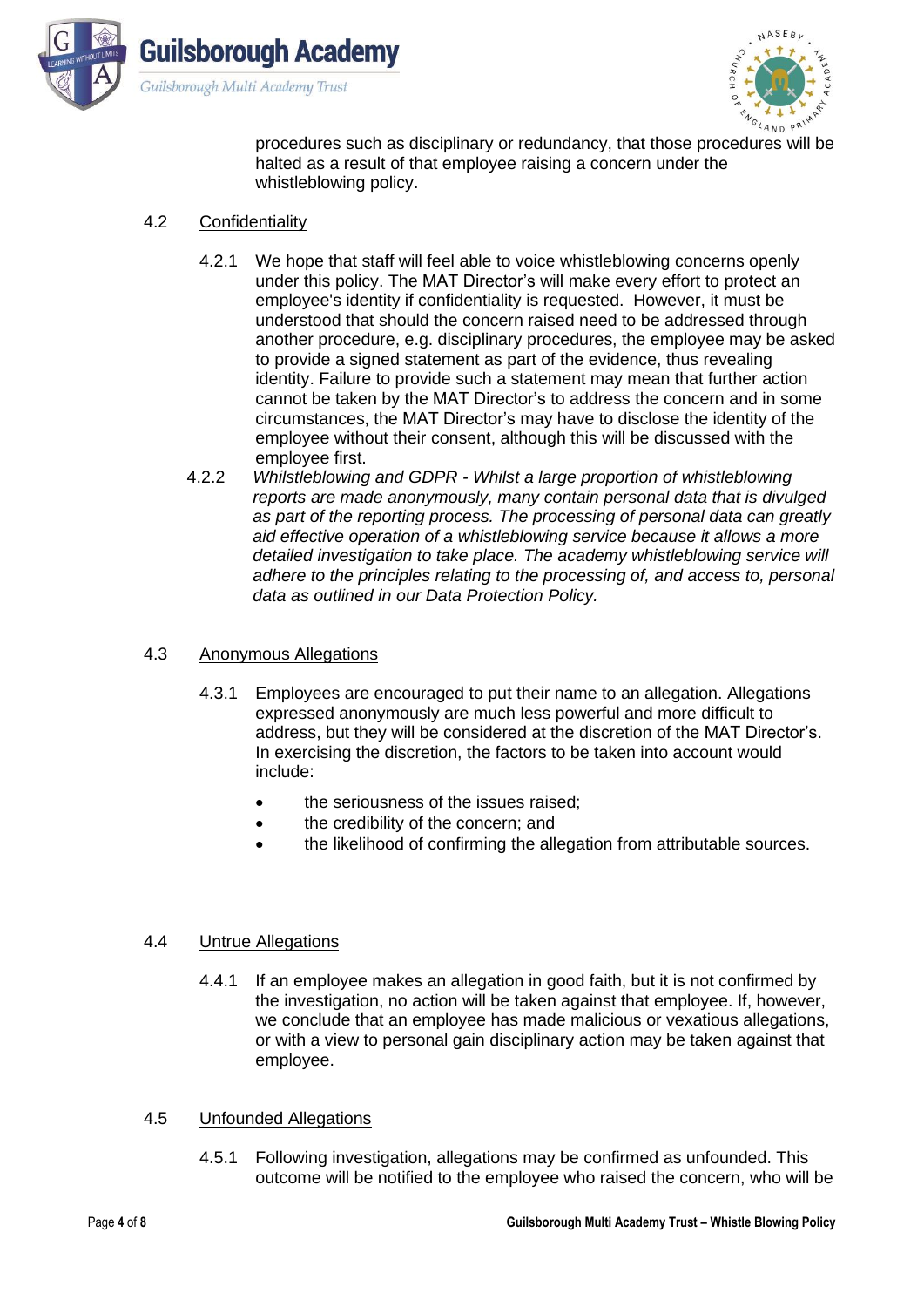procedures such as disciplinary or redundancy, that those procedures will be halted as a result of that employee raising a concern under the whistleblowing policy.

4.2 Confidentiality

4.2.1 We hope that staff will feel able to voice whistleblowing concerns openly under this policy. The MAT Director's will make every effort to protect an employee's identity if confidentiality is requested. However, it must be understood that should the concern raised need to be addressed through another procedure, e.g. disciplinary procedures, the employee may be asked to provide a signed statement as part of the evidence, thus revealing identity. Failure to provide such a statement may mean that further action cannot be taken by the MAT Director's to address the concern and in some circumstances, the MAT Director's may have to disclose the identity of the employee without their consent, although this will be discussed with the employee first.

4.2.2 *Whistleblowing and GDPR - Whilst a large proportion of whistleblowing reports are made anonymously, many contain personal data that is divulged as part of the reporting process. The processing of personal data can greatly aid effective operation of a whistleblowing service because it allows a more detailed investigation to take place. The academy whistleblowing service will adhere to the principles relating to the processing of, and access to, personal data as outlined in our Data Protection Policy.*

4.3 Anonymous Allegations

4.3.1 Employees are encouraged to put their name to an allegation. Allegations expressed anonymously are much less powerful and more difficult to address, but they will be considered at the discretion of the MAT Director's. In exercising the discretion, the factors to be taken into account would include:

- the seriousness of the issues raised;
- the credibility of the concern; and
- the likelihood of confirming the allegation from attributable sources.

4.4 Untrue Allegations

4.4.1 If an employee makes an allegation in good faith, but it is not confirmed by the investigation, no action will be taken against that employee. If, however, we conclude that an employee has made malicious or vexatious allegations, or with a view to personal gain disciplinary action may be taken against that employee.

4.5 Unfounded Allegations

4.5.1 Following investigation, allegations may be confirmed as unfounded. This outcome will be notified to the employee who raised the concern, who will be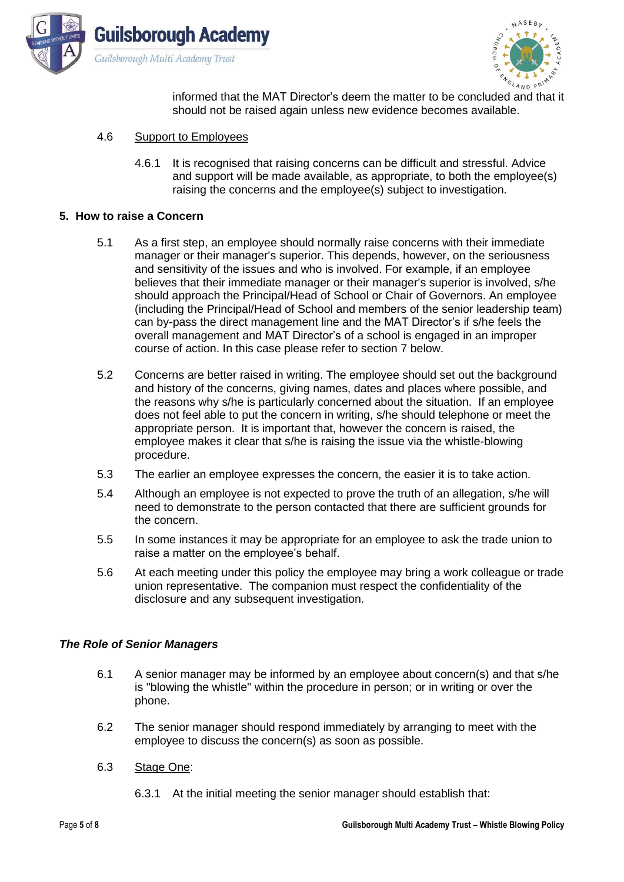informed that the MAT Director's deem the matter to be concluded and that it should not be raised again unless new evidence becomes available.

4.6 Support to Employees

4.6.1 It is recognised that raising concerns can be difficult and stressful. Advice and support will be made available, as appropriate, to both the employee(s) raising the concerns and the employee(s) subject to investigation.

## 5. How to raise a Concern

5.1 As a first step, an employee should normally raise concerns with their immediate manager or their manager's superior. This depends, however, on the seriousness and sensitivity of the issues and who is involved. For example, if an employee believes that their immediate manager or their manager's superior is involved, s/he should approach the Principal/Head of School or Chair of Governors. An employee (including the Principal/Head of School and members of the senior leadership team) can by-pass the direct management line and the MAT Director's if s/he feels the overall management and MAT Director's of a school is engaged in an improper course of action. In this case please refer to section 7 below.

5.2 Concerns are better raised in writing. The employee should set out the background and history of the concerns, giving names, dates and places where possible, and the reasons why s/he is particularly concerned about the situation. If an employee does not feel able to put the concern in writing, s/he should telephone or meet the appropriate person. It is important that, however the concern is raised, the employee makes it clear that s/he is raising the issue via the whistle-blowing procedure.

5.3 The earlier an employee expresses the concern, the easier it is to take action.

5.4 Although an employee is not expected to prove the truth of an allegation, s/he will need to demonstrate to the person contacted that there are sufficient grounds for the concern.

5.5 In some instances it may be appropriate for an employee to ask the trade union to raise a matter on the employee's behalf.

5.6 At each meeting under this policy the employee may bring a work colleague or trade union representative. The companion must respect the confidentiality of the disclosure and any subsequent investigation.

### *The Role of Senior Managers*

6.1 A senior manager may be informed by an employee about concern(s) and that s/he is "blowing the whistle" within the procedure in person; or in writing or over the phone.

6.2 The senior manager should respond immediately by arranging to meet with the employee to discuss the concern(s) as soon as possible.

6.3 Stage One:

6.3.1 At the initial meeting the senior manager should establish that: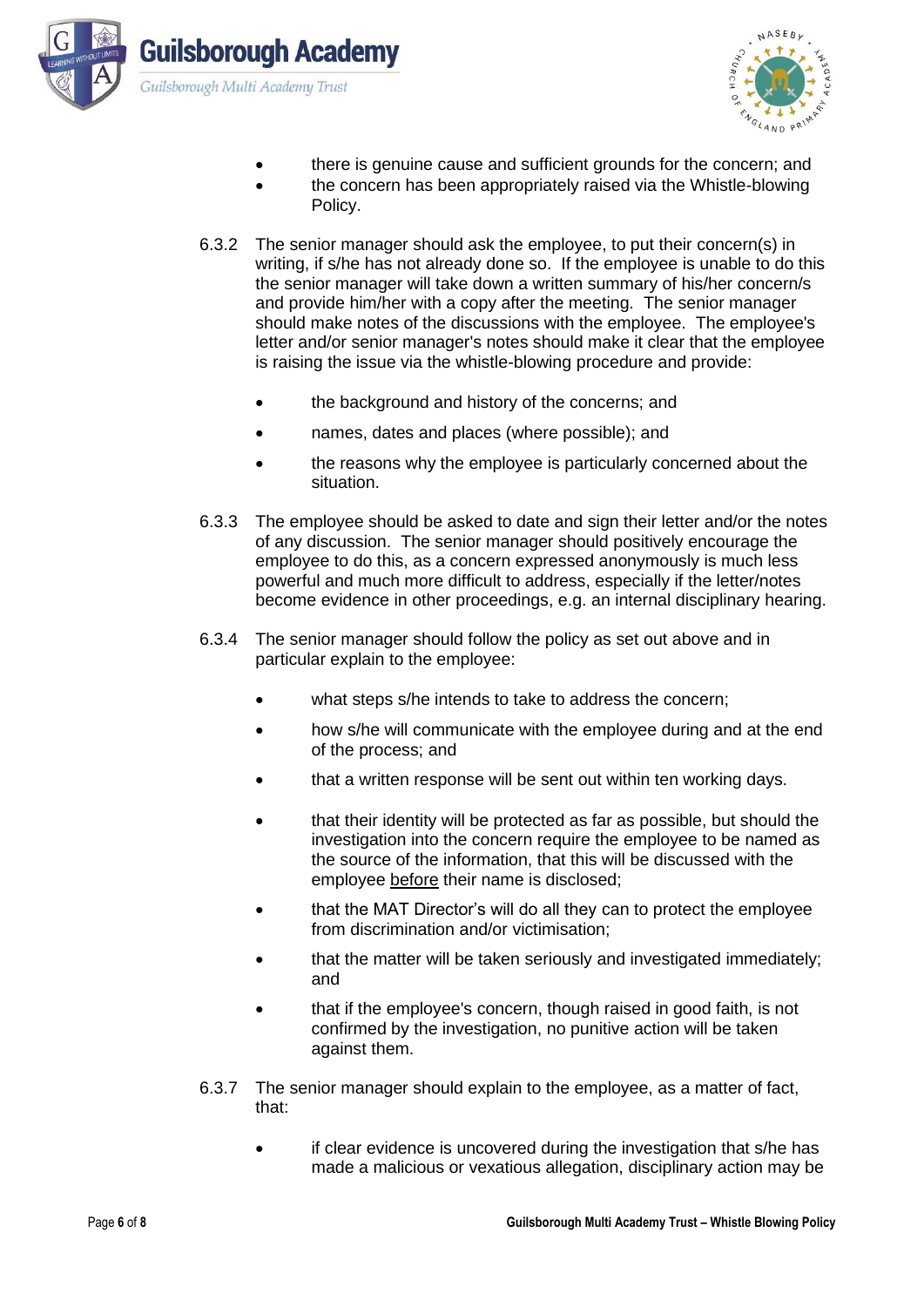- there is genuine cause and sufficient grounds for the concern; and
- the concern has been appropriately raised via the Whistle-blowing Policy.

6.3.2 The senior manager should ask the employee, to put their concern(s) in writing, if s/he has not already done so. If the employee is unable to do this the senior manager will take down a written summary of his/her concern/s and provide him/her with a copy after the meeting. The senior manager should make notes of the discussions with the employee. The employee's letter and/or senior manager's notes should make it clear that the employee is raising the issue via the whistle-blowing procedure and provide:

- the background and history of the concerns; and
- names, dates and places (where possible); and
- the reasons why the employee is particularly concerned about the situation.

6.3.3 The employee should be asked to date and sign their letter and/or the notes of any discussion. The senior manager should positively encourage the employee to do this, as a concern expressed anonymously is much less powerful and much more difficult to address, especially if the letter/notes become evidence in other proceedings, e.g. an internal disciplinary hearing.

6.3.4 The senior manager should follow the policy as set out above and in particular explain to the employee:

- what steps s/he intends to take to address the concern;
- how s/he will communicate with the employee during and at the end of the process; and
- that a written response will be sent out within ten working days.
- that their identity will be protected as far as possible, but should the investigation into the concern require the employee to be named as the source of the information, that this will be discussed with the employee <u>before</u> their name is disclosed;
- that the MAT Director's will do all they can to protect the employee from discrimination and/or victimisation;
- that the matter will be taken seriously and investigated immediately; and
- that if the employee's concern, though raised in good faith, is not confirmed by the investigation, no punitive action will be taken against them.

6.3.7 The senior manager should explain to the employee, as a matter of fact, that:

- if clear evidence is uncovered during the investigation that s/he has made a malicious or vexatious allegation, disciplinary action may be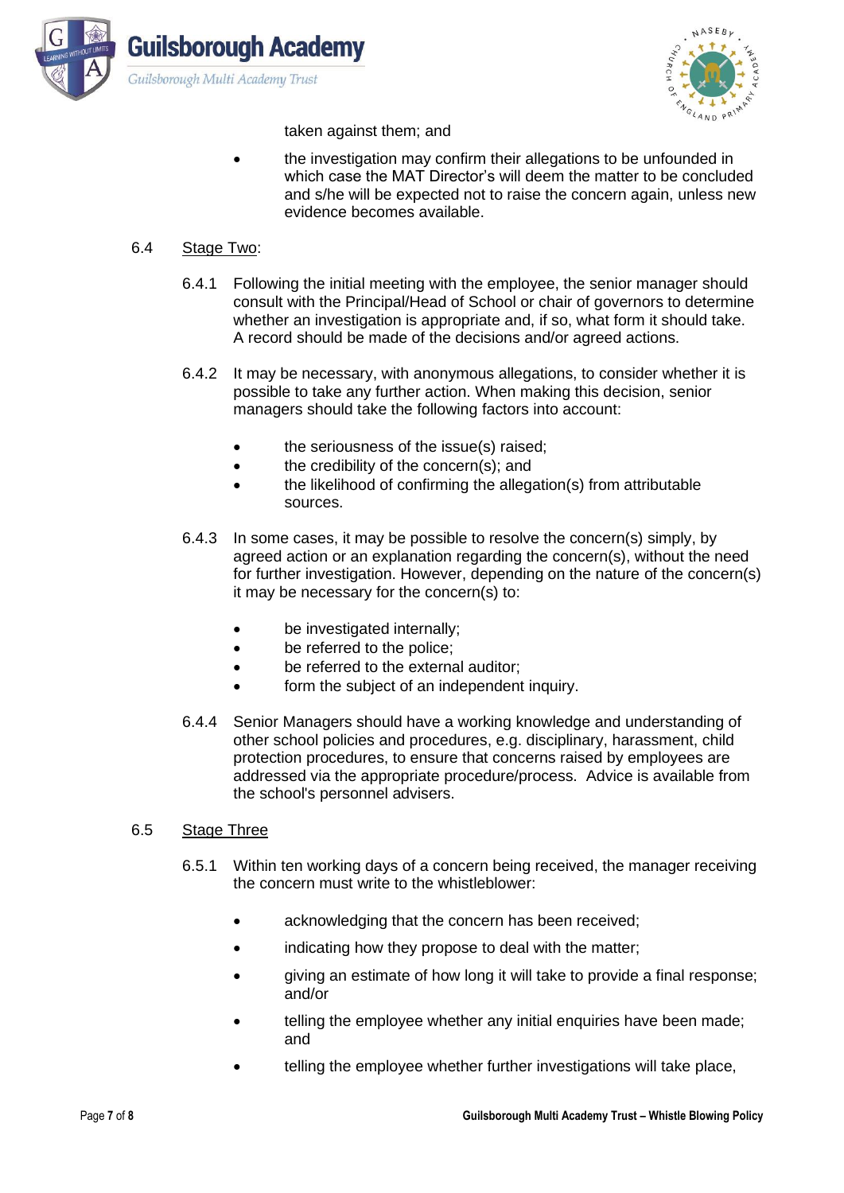taken against them; and

- the investigation may confirm their allegations to be unfounded in which case the MAT Director's will deem the matter to be concluded and s/he will be expected not to raise the concern again, unless new evidence becomes available.

6.4 Stage Two:

6.4.1 Following the initial meeting with the employee, the senior manager should consult with the Principal/Head of School or chair of governors to determine whether an investigation is appropriate and, if so, what form it should take. A record should be made of the decisions and/or agreed actions.

6.4.2 It may be necessary, with anonymous allegations, to consider whether it is possible to take any further action. When making this decision, senior managers should take the following factors into account:

- the seriousness of the issue(s) raised;
- the credibility of the concern(s); and
- the likelihood of confirming the allegation(s) from attributable sources.

6.4.3 In some cases, it may be possible to resolve the concern(s) simply, by agreed action or an explanation regarding the concern(s), without the need for further investigation. However, depending on the nature of the concern(s) it may be necessary for the concern(s) to:

- be investigated internally;
- be referred to the police;
- be referred to the external auditor;
- form the subject of an independent inquiry.

6.4.4 Senior Managers should have a working knowledge and understanding of other school policies and procedures, e.g. disciplinary, harassment, child protection procedures, to ensure that concerns raised by employees are addressed via the appropriate procedure/process. Advice is available from the school's personnel advisers.

6.5 Stage Three

6.5.1 Within ten working days of a concern being received, the manager receiving the concern must write to the whistleblower:

- acknowledging that the concern has been received;
- indicating how they propose to deal with the matter;
- giving an estimate of how long it will take to provide a final response; and/or
- telling the employee whether any initial enquiries have been made; and
- telling the employee whether further investigations will take place,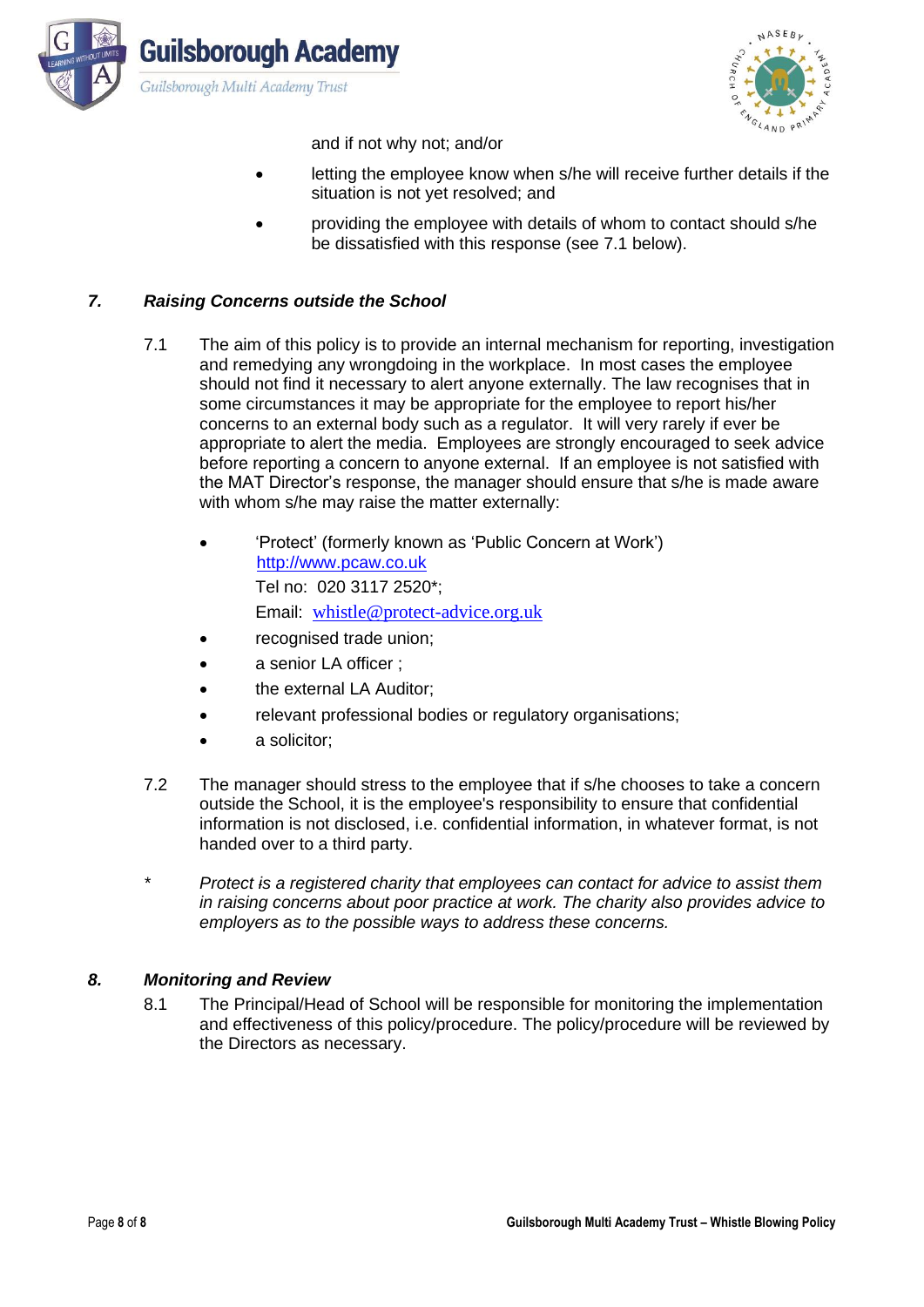and if not why not; and/or

- letting the employee know when s/he will receive further details if the situation is not yet resolved; and
- providing the employee with details of whom to contact should s/he be dissatisfied with this response (see 7.1 below).

### *7. Raising Concerns outside the School*

7.1 The aim of this policy is to provide an internal mechanism for reporting, investigation and remedying any wrongdoing in the workplace. In most cases the employee should not find it necessary to alert anyone externally. The law recognises that in some circumstances it may be appropriate for the employee to report his/her concerns to an external body such as a regulator. It will very rarely if ever be appropriate to alert the media. Employees are strongly encouraged to seek advice before reporting a concern to anyone external. If an employee is not satisfied with the MAT Director's response, the manager should ensure that s/he is made aware with whom s/he may raise the matter externally:

- 'Protect' (formerly known as 'Public Concern at Work')
  http://www.pcaw.co.uk
  Tel no: 020 3117 2520*;
  Email: whistle@protect-advice.org.uk
- recognised trade union;
- a senior LA officer ;
- the external LA Auditor;
- relevant professional bodies or regulatory organisations;
- a solicitor;

7.2 The manager should stress to the employee that if s/he chooses to take a concern outside the School, it is the employee's responsibility to ensure that confidential information is not disclosed, i.e. confidential information, in whatever format, is not handed over to a third party.

\* *Protect is a registered charity that employees can contact for advice to assist them in raising concerns about poor practice at work. The charity also provides advice to employers as to the possible ways to address these concerns.*

### *8. Monitoring and Review*

8.1 The Principal/Head of School will be responsible for monitoring the implementation and effectiveness of this policy/procedure. The policy/procedure will be reviewed by the Directors as necessary.